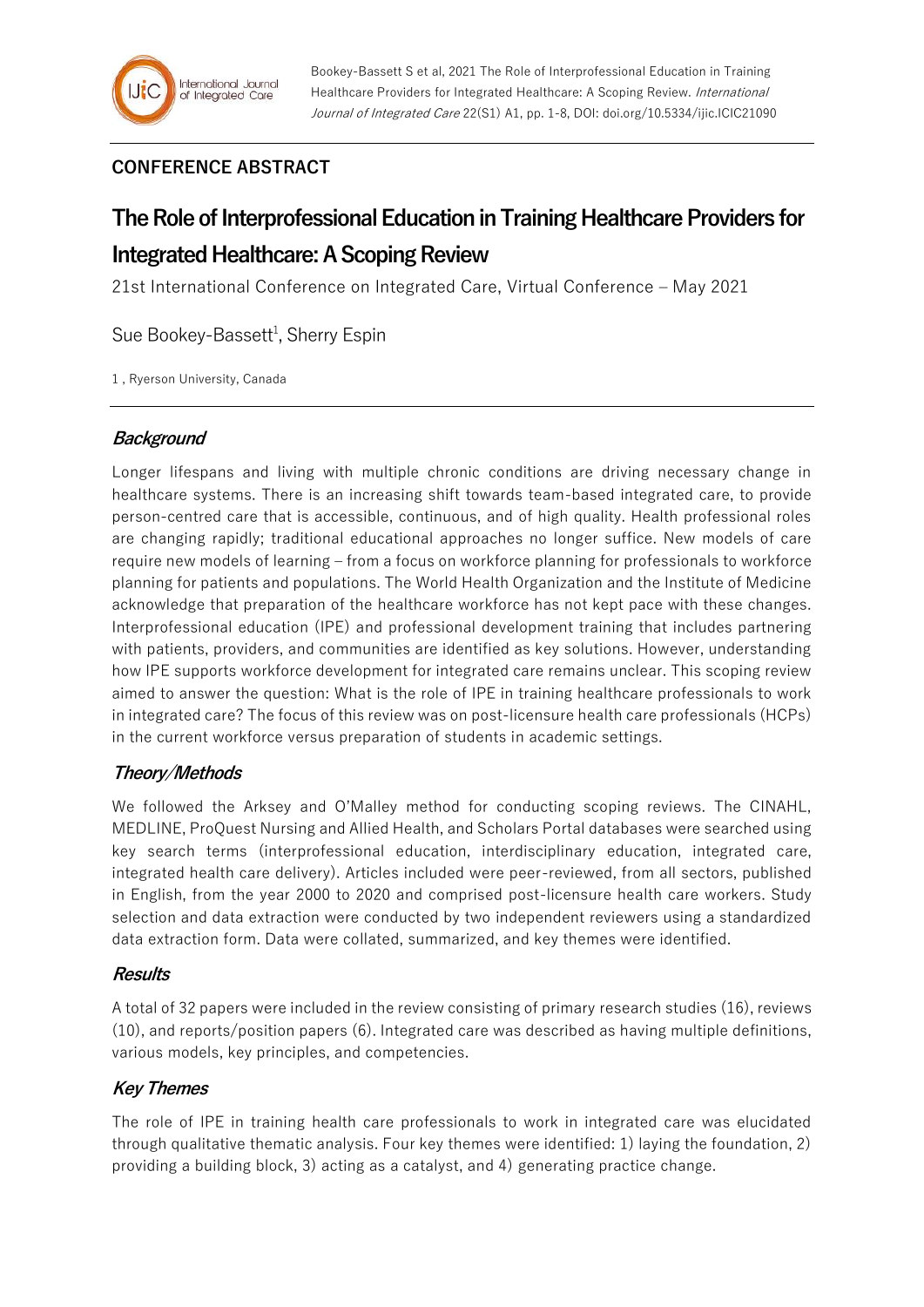## CONFERENCE ABSTRACT

# The Role of Interprofessional Education in Training Healthcare Providers for Integrated Healthcare: A Scoping Review

21st International Conference on Integrated Care, Virtual Conference – May 2021

Sue Bookey-Bassett[1], Sherry Espin

1 , Ryerson University, Canada

## *Background*

Longer lifespans and living with multiple chronic conditions are driving necessary change in healthcare systems. There is an increasing shift towards team-based integrated care, to provide person-centred care that is accessible, continuous, and of high quality. Health professional roles are changing rapidly; traditional educational approaches no longer suffice. New models of care require new models of learning – from a focus on workforce planning for professionals to workforce planning for patients and populations. The World Health Organization and the Institute of Medicine acknowledge that preparation of the healthcare workforce has not kept pace with these changes. Interprofessional education (IPE) and professional development training that includes partnering with patients, providers, and communities are identified as key solutions. However, understanding how IPE supports workforce development for integrated care remains unclear. This scoping review aimed to answer the question: What is the role of IPE in training healthcare professionals to work in integrated care? The focus of this review was on post-licensure health care professionals (HCPs) in the current workforce versus preparation of students in academic settings.

## *Theory/Methods*

We followed the Arksey and O'Malley method for conducting scoping reviews. The CINAHL, MEDLINE, ProQuest Nursing and Allied Health, and Scholars Portal databases were searched using key search terms (interprofessional education, interdisciplinary education, integrated care, integrated health care delivery). Articles included were peer-reviewed, from all sectors, published in English, from the year 2000 to 2020 and comprised post-licensure health care workers. Study selection and data extraction were conducted by two independent reviewers using a standardized data extraction form. Data were collated, summarized, and key themes were identified.

## *Results*

A total of 32 papers were included in the review consisting of primary research studies (16), reviews (10), and reports/position papers (6). Integrated care was described as having multiple definitions, various models, key principles, and competencies.

## *Key Themes*

The role of IPE in training health care professionals to work in integrated care was elucidated through qualitative thematic analysis. Four key themes were identified: 1) laying the foundation, 2) providing a building block, 3) acting as a catalyst, and 4) generating practice change.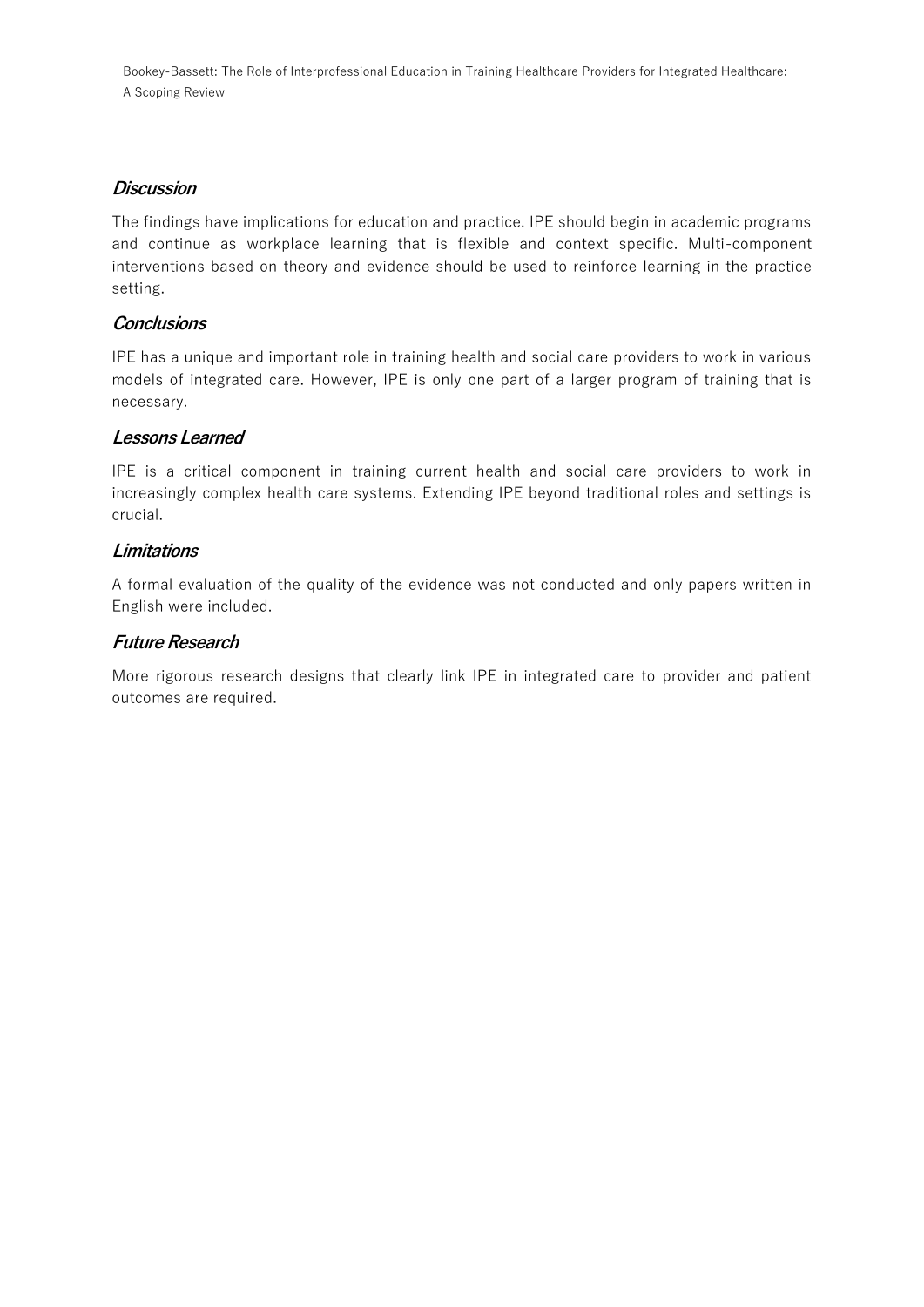### *Discussion*

The findings have implications for education and practice. IPE should begin in academic programs and continue as workplace learning that is flexible and context specific. Multi-component interventions based on theory and evidence should be used to reinforce learning in the practice setting.

### *Conclusions*

IPE has a unique and important role in training health and social care providers to work in various models of integrated care. However, IPE is only one part of a larger program of training that is necessary.

### *Lessons Learned*

IPE is a critical component in training current health and social care providers to work in increasingly complex health care systems. Extending IPE beyond traditional roles and settings is crucial.

### *Limitations*

A formal evaluation of the quality of the evidence was not conducted and only papers written in English were included.

### *Future Research*

More rigorous research designs that clearly link IPE in integrated care to provider and patient outcomes are required.